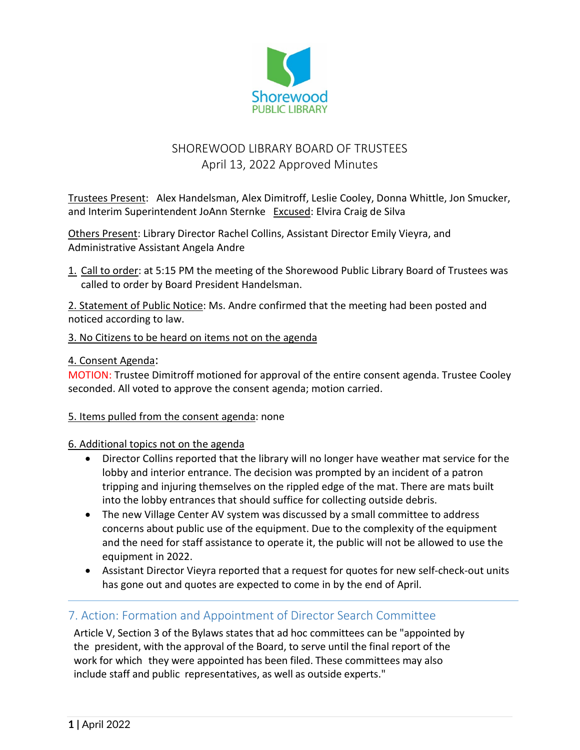Shorewood PUBLIC LIBRARY

# SHOREWOOD LIBRARY BOARD OF TRUSTEES
## April 13, 2022 Approved Minutes

Trustees Present: Alex Handelsman, Alex Dimitroff, Leslie Cooley, Donna Whittle, Jon Smucker, and Interim Superintendent JoAnn Sternke Excused: Elvira Craig de Silva

Others Present: Library Director Rachel Collins, Assistant Director Emily Vieyra, and Administrative Assistant Angela Andre

1. Call to order: at 5:15 PM the meeting of the Shorewood Public Library Board of Trustees was called to order by Board President Handelsman.

2. Statement of Public Notice: Ms. Andre confirmed that the meeting had been posted and noticed according to law.

3. No Citizens to be heard on items not on the agenda

4. Consent Agenda:

MOTION: Trustee Dimitroff motioned for approval of the entire consent agenda. Trustee Cooley seconded. All voted to approve the consent agenda; motion carried.

5. Items pulled from the consent agenda: none

6. Additional topics not on the agenda

- Director Collins reported that the library will no longer have weather mat service for the lobby and interior entrance. The decision was prompted by an incident of a patron tripping and injuring themselves on the rippled edge of the mat. There are mats built into the lobby entrances that should suffice for collecting outside debris.
- The new Village Center AV system was discussed by a small committee to address concerns about public use of the equipment. Due to the complexity of the equipment and the need for staff assistance to operate it, the public will not be allowed to use the equipment in 2022.
- Assistant Director Vieyra reported that a request for quotes for new self-check-out units has gone out and quotes are expected to come in by the end of April.

## 7. Action: Formation and Appointment of Director Search Committee

Article V, Section 3 of the Bylaws states that ad hoc committees can be "appointed by the president, with the approval of the Board, to serve until the final report of the work for which they were appointed has been filed. These committees may also include staff and public representatives, as well as outside experts."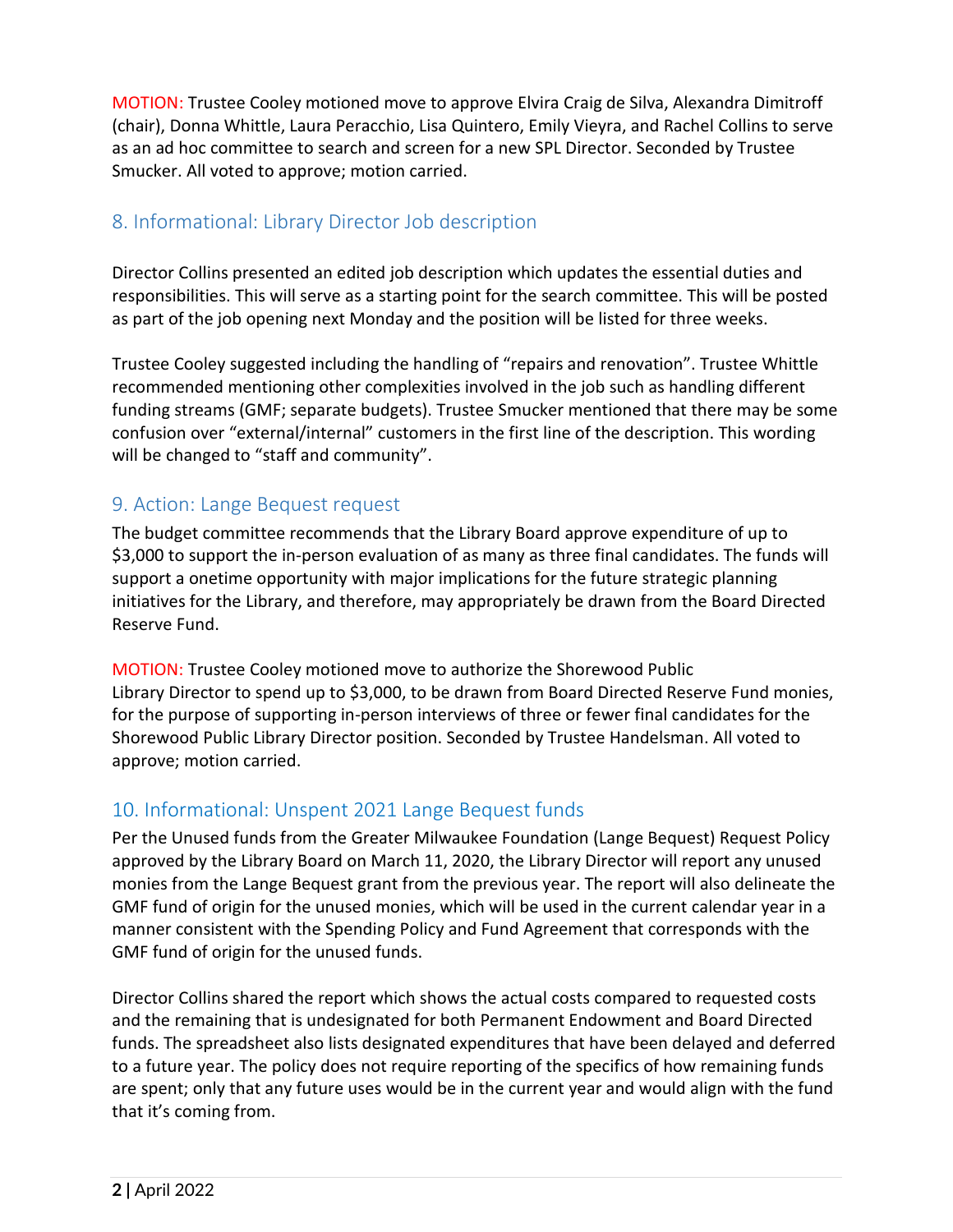MOTION: Trustee Cooley motioned move to approve Elvira Craig de Silva, Alexandra Dimitroff (chair), Donna Whittle, Laura Peracchio, Lisa Quintero, Emily Vieyra, and Rachel Collins to serve as an ad hoc committee to search and screen for a new SPL Director. Seconded by Trustee Smucker. All voted to approve; motion carried.

## 8. Informational: Library Director Job description

Director Collins presented an edited job description which updates the essential duties and responsibilities. This will serve as a starting point for the search committee. This will be posted as part of the job opening next Monday and the position will be listed for three weeks.

Trustee Cooley suggested including the handling of "repairs and renovation". Trustee Whittle recommended mentioning other complexities involved in the job such as handling different funding streams (GMF; separate budgets). Trustee Smucker mentioned that there may be some confusion over "external/internal" customers in the first line of the description. This wording will be changed to "staff and community".

## 9. Action: Lange Bequest request

The budget committee recommends that the Library Board approve expenditure of up to $3,000 to support the in-person evaluation of as many as three final candidates. The funds will support a onetime opportunity with major implications for the future strategic planning initiatives for the Library, and therefore, may appropriately be drawn from the Board Directed Reserve Fund.

MOTION: Trustee Cooley motioned move to authorize the Shorewood Public Library Director to spend up to $3,000, to be drawn from Board Directed Reserve Fund monies, for the purpose of supporting in-person interviews of three or fewer final candidates for the Shorewood Public Library Director position. Seconded by Trustee Handelsman. All voted to approve; motion carried.

## 10. Informational: Unspent 2021 Lange Bequest funds

Per the Unused funds from the Greater Milwaukee Foundation (Lange Bequest) Request Policy approved by the Library Board on March 11, 2020, the Library Director will report any unused monies from the Lange Bequest grant from the previous year. The report will also delineate the GMF fund of origin for the unused monies, which will be used in the current calendar year in a manner consistent with the Spending Policy and Fund Agreement that corresponds with the GMF fund of origin for the unused funds.

Director Collins shared the report which shows the actual costs compared to requested costs and the remaining that is undesignated for both Permanent Endowment and Board Directed funds. The spreadsheet also lists designated expenditures that have been delayed and deferred to a future year. The policy does not require reporting of the specifics of how remaining funds are spent; only that any future uses would be in the current year and would align with the fund that it's coming from.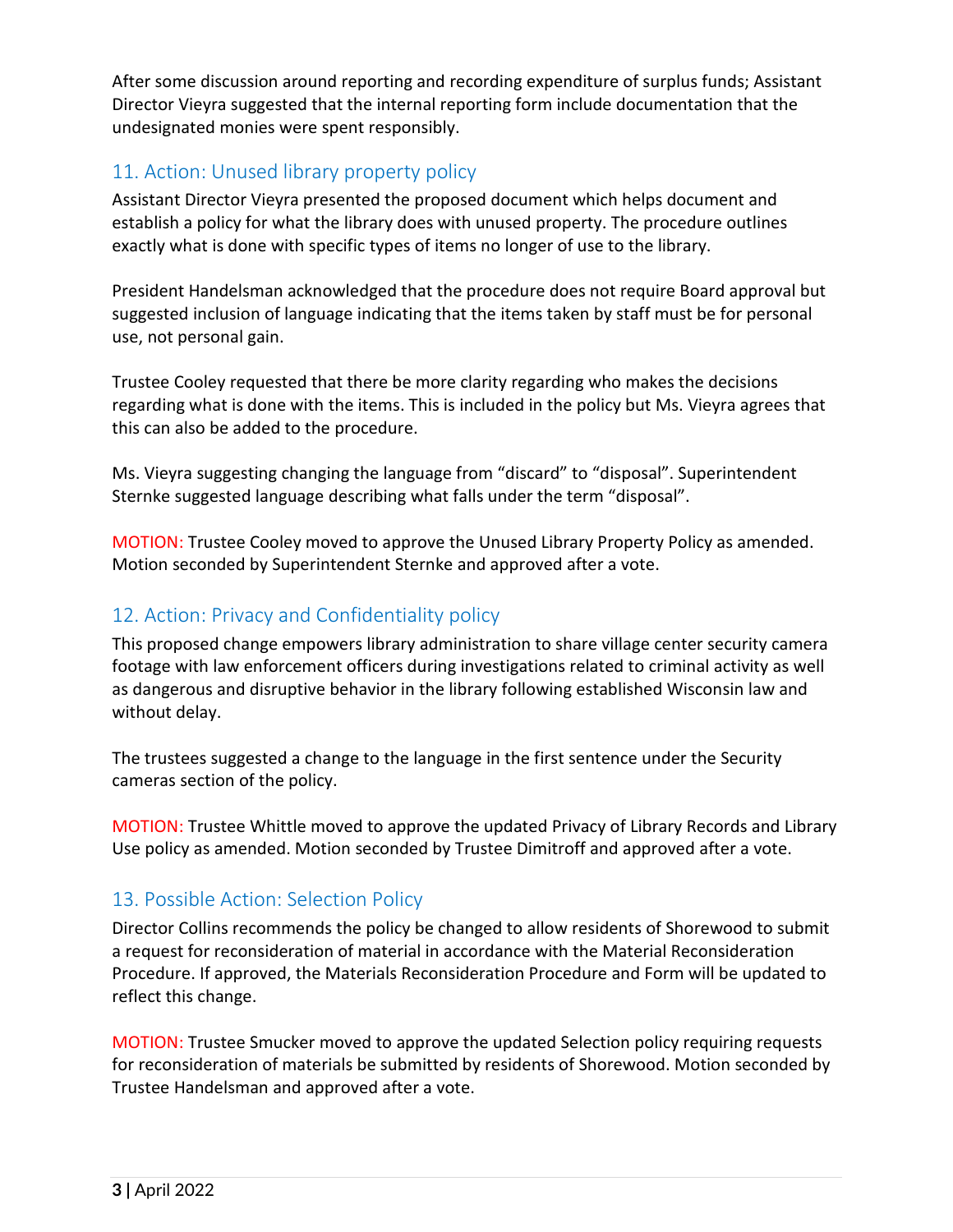After some discussion around reporting and recording expenditure of surplus funds; Assistant Director Vieyra suggested that the internal reporting form include documentation that the undesignated monies were spent responsibly.

## 11. Action: Unused library property policy

Assistant Director Vieyra presented the proposed document which helps document and establish a policy for what the library does with unused property. The procedure outlines exactly what is done with specific types of items no longer of use to the library.

President Handelsman acknowledged that the procedure does not require Board approval but suggested inclusion of language indicating that the items taken by staff must be for personal use, not personal gain.

Trustee Cooley requested that there be more clarity regarding who makes the decisions regarding what is done with the items. This is included in the policy but Ms. Vieyra agrees that this can also be added to the procedure.

Ms. Vieyra suggesting changing the language from "discard" to "disposal". Superintendent Sternke suggested language describing what falls under the term "disposal".

MOTION: Trustee Cooley moved to approve the Unused Library Property Policy as amended. Motion seconded by Superintendent Sternke and approved after a vote.

## 12. Action: Privacy and Confidentiality policy

This proposed change empowers library administration to share village center security camera footage with law enforcement officers during investigations related to criminal activity as well as dangerous and disruptive behavior in the library following established Wisconsin law and without delay.

The trustees suggested a change to the language in the first sentence under the Security cameras section of the policy.

MOTION: Trustee Whittle moved to approve the updated Privacy of Library Records and Library Use policy as amended. Motion seconded by Trustee Dimitroff and approved after a vote.

## 13. Possible Action: Selection Policy

Director Collins recommends the policy be changed to allow residents of Shorewood to submit a request for reconsideration of material in accordance with the Material Reconsideration Procedure. If approved, the Materials Reconsideration Procedure and Form will be updated to reflect this change.

MOTION: Trustee Smucker moved to approve the updated Selection policy requiring requests for reconsideration of materials be submitted by residents of Shorewood. Motion seconded by Trustee Handelsman and approved after a vote.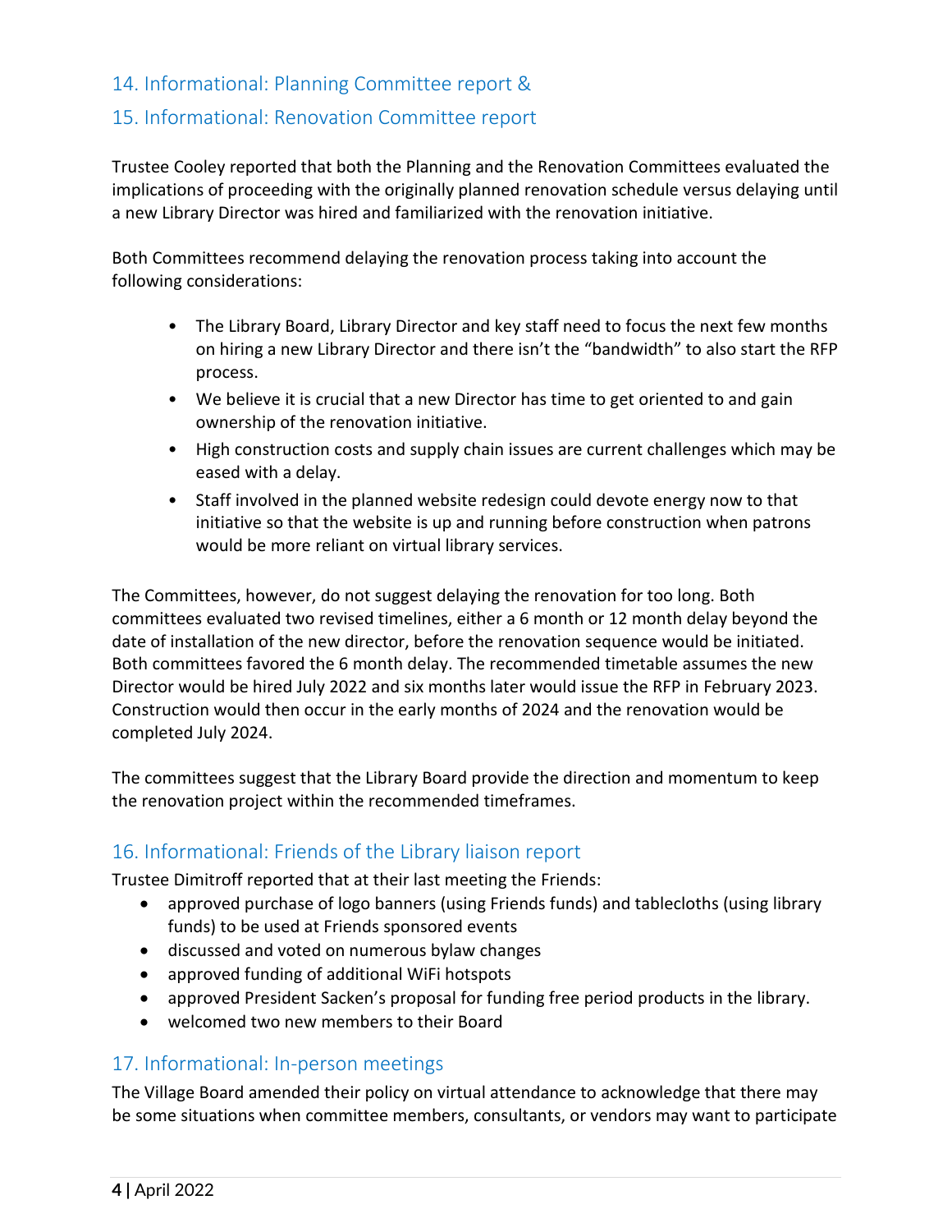## 14. Informational: Planning Committee report &

## 15. Informational: Renovation Committee report

Trustee Cooley reported that both the Planning and the Renovation Committees evaluated the implications of proceeding with the originally planned renovation schedule versus delaying until a new Library Director was hired and familiarized with the renovation initiative.

Both Committees recommend delaying the renovation process taking into account the following considerations:

- The Library Board, Library Director and key staff need to focus the next few months on hiring a new Library Director and there isn't the "bandwidth" to also start the RFP process.
- We believe it is crucial that a new Director has time to get oriented to and gain ownership of the renovation initiative.
- High construction costs and supply chain issues are current challenges which may be eased with a delay.
- Staff involved in the planned website redesign could devote energy now to that initiative so that the website is up and running before construction when patrons would be more reliant on virtual library services.

The Committees, however, do not suggest delaying the renovation for too long. Both committees evaluated two revised timelines, either a 6 month or 12 month delay beyond the date of installation of the new director, before the renovation sequence would be initiated. Both committees favored the 6 month delay. The recommended timetable assumes the new Director would be hired July 2022 and six months later would issue the RFP in February 2023. Construction would then occur in the early months of 2024 and the renovation would be completed July 2024.

The committees suggest that the Library Board provide the direction and momentum to keep the renovation project within the recommended timeframes.

## 16. Informational: Friends of the Library liaison report

Trustee Dimitroff reported that at their last meeting the Friends:

- approved purchase of logo banners (using Friends funds) and tablecloths (using library funds) to be used at Friends sponsored events
- discussed and voted on numerous bylaw changes
- approved funding of additional WiFi hotspots
- approved President Sacken's proposal for funding free period products in the library.
- welcomed two new members to their Board

## 17. Informational: In-person meetings

The Village Board amended their policy on virtual attendance to acknowledge that there may be some situations when committee members, consultants, or vendors may want to participate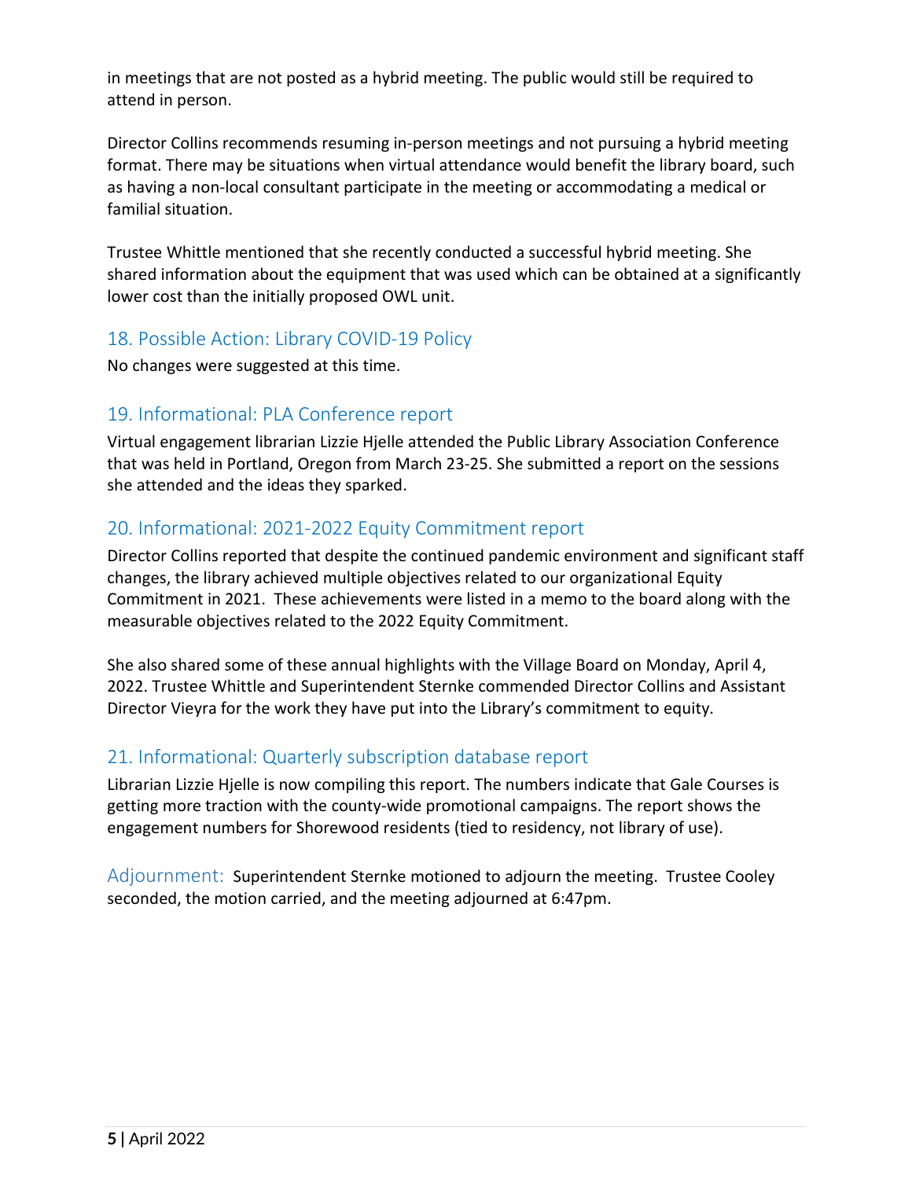in meetings that are not posted as a hybrid meeting. The public would still be required to attend in person.

Director Collins recommends resuming in-person meetings and not pursuing a hybrid meeting format. There may be situations when virtual attendance would benefit the library board, such as having a non-local consultant participate in the meeting or accommodating a medical or familial situation.

Trustee Whittle mentioned that she recently conducted a successful hybrid meeting. She shared information about the equipment that was used which can be obtained at a significantly lower cost than the initially proposed OWL unit.

## 18. Possible Action: Library COVID-19 Policy

No changes were suggested at this time.

## 19. Informational: PLA Conference report

Virtual engagement librarian Lizzie Hjelle attended the Public Library Association Conference that was held in Portland, Oregon from March 23-25. She submitted a report on the sessions she attended and the ideas they sparked.

## 20. Informational: 2021-2022 Equity Commitment report

Director Collins reported that despite the continued pandemic environment and significant staff changes, the library achieved multiple objectives related to our organizational Equity Commitment in 2021. These achievements were listed in a memo to the board along with the measurable objectives related to the 2022 Equity Commitment.

She also shared some of these annual highlights with the Village Board on Monday, April 4, 2022. Trustee Whittle and Superintendent Sternke commended Director Collins and Assistant Director Vieyra for the work they have put into the Library's commitment to equity.

## 21. Informational: Quarterly subscription database report

Librarian Lizzie Hjelle is now compiling this report. The numbers indicate that Gale Courses is getting more traction with the county-wide promotional campaigns. The report shows the engagement numbers for Shorewood residents (tied to residency, not library of use).

## Adjournment:

Superintendent Sternke motioned to adjourn the meeting. Trustee Cooley seconded, the motion carried, and the meeting adjourned at 6:47pm.